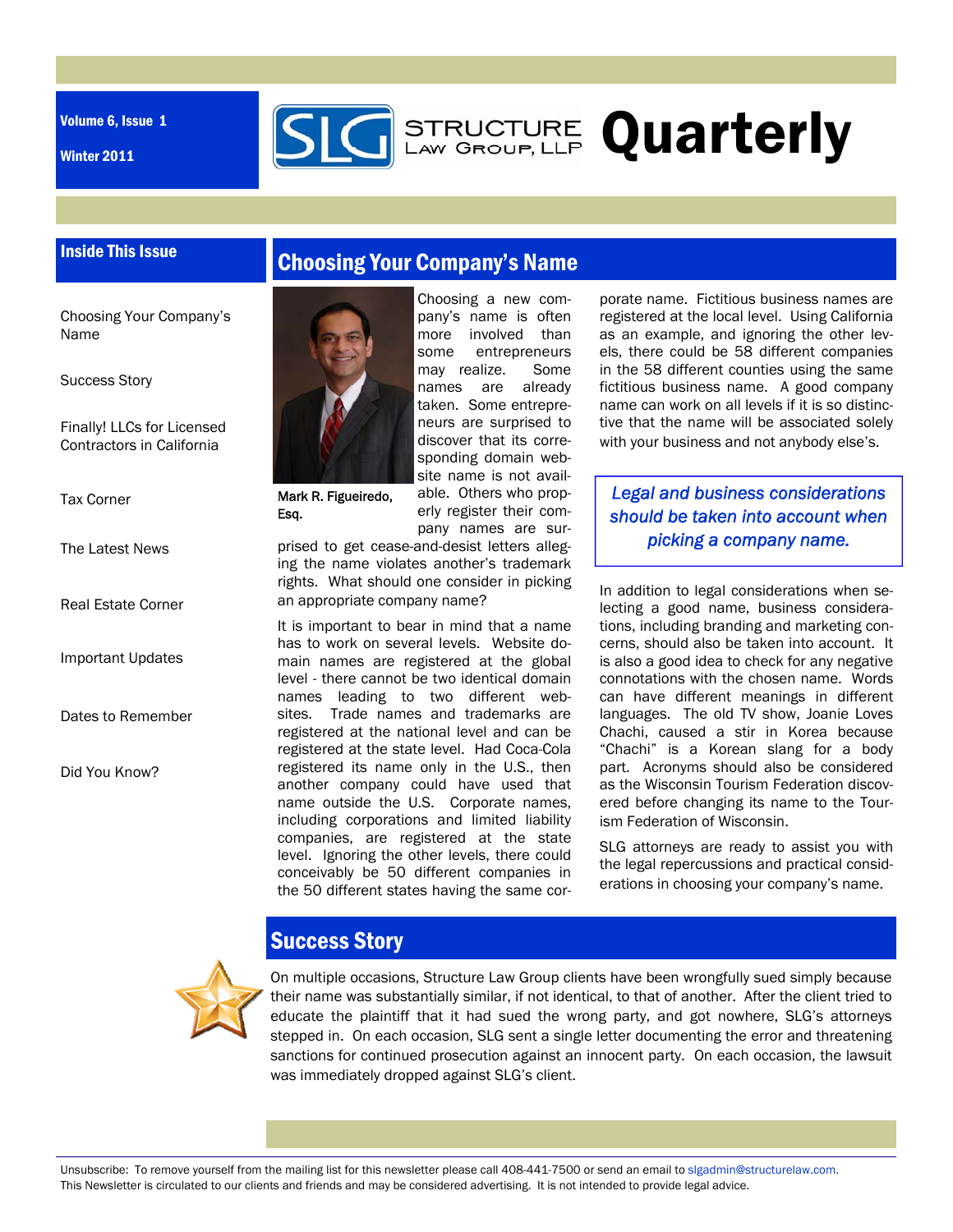Volume 6, Issue 1

Winter 2011

# STRUCTURE LAW GROUP, LLP Quarterly

## Inside This Issue

- Choosing Your Company's Name
- Success Story
- Finally! LLCs for Licensed Contractors in California
- Tax Corner
- The Latest News
- Real Estate Corner
- Important Updates
- Dates to Remember
- Did You Know?

## Choosing Your Company's Name

Mark R. Figueiredo, Esq.

Choosing a new company's name is often more involved than some entrepreneurs may realize. Some names are already taken. Some entrepreneurs are surprised to discover that its corresponding domain website name is not available. Others who properly register their company names are surprised to get cease-and-desist letters alleging the name violates another's trademark rights. What should one consider in picking an appropriate company name?

It is important to bear in mind that a name has to work on several levels. Website domain names are registered at the global level - there cannot be two identical domain names leading to two different websites. Trade names and trademarks are registered at the national level and can be registered at the state level. Had Coca-Cola registered its name only in the U.S., then another company could have used that name outside the U.S. Corporate names, including corporations and limited liability companies, are registered at the state level. Ignoring the other levels, there could conceivably be 50 different companies in the 50 different states having the same corporate name. Fictitious business names are registered at the local level. Using California as an example, and ignoring the other levels, there could be 58 different companies in the 58 different counties using the same fictitious business name. A good company name can work on all levels if it is so distinctive that the name will be associated solely with your business and not anybody else's.

*Legal and business considerations should be taken into account when picking a company name.*

In addition to legal considerations when selecting a good name, business considerations, including branding and marketing concerns, should also be taken into account. It is also a good idea to check for any negative connotations with the chosen name. Words can have different meanings in different languages. The old TV show, Joanie Loves Chachi, caused a stir in Korea because "Chachi" is a Korean slang for a body part. Acronyms should also be considered as the Wisconsin Tourism Federation discovered before changing its name to the Tourism Federation of Wisconsin.

SLG attorneys are ready to assist you with the legal repercussions and practical considerations in choosing your company's name.

## Success Story

On multiple occasions, Structure Law Group clients have been wrongfully sued simply because their name was substantially similar, if not identical, to that of another. After the client tried to educate the plaintiff that it had sued the wrong party, and got nowhere, SLG's attorneys stepped in. On each occasion, SLG sent a single letter documenting the error and threatening sanctions for continued prosecution against an innocent party. On each occasion, the lawsuit was immediately dropped against SLG's client.

Unsubscribe: To remove yourself from the mailing list for this newsletter please call 408-441-7500 or send an email to slgadmin@structurelaw.com. This Newsletter is circulated to our clients and friends and may be considered advertising. It is not intended to provide legal advice.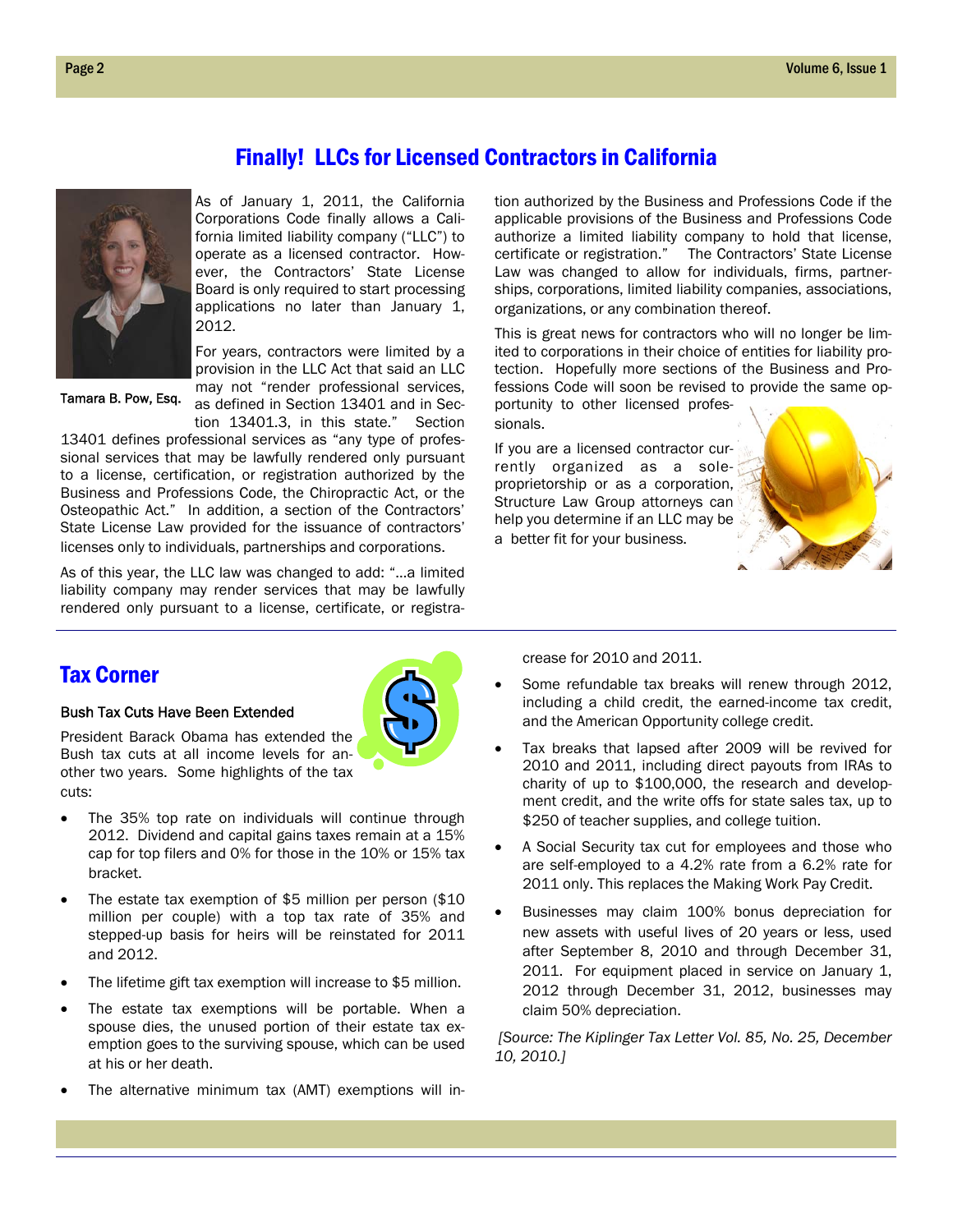## Finally! LLCs for Licensed Contractors in California

Tamara B. Pow, Esq.

As of January 1, 2011, the California Corporations Code finally allows a California limited liability company ("LLC") to operate as a licensed contractor. However, the Contractors' State License Board is only required to start processing applications no later than January 1, 2012.

For years, contractors were limited by a provision in the LLC Act that said an LLC may not "render professional services, as defined in Section 13401 and in Section 13401.3, in this state." Section 13401 defines professional services as "any type of professional services that may be lawfully rendered only pursuant to a license, certification, or registration authorized by the Business and Professions Code, the Chiropractic Act, or the Osteopathic Act." In addition, a section of the Contractors' State License Law provided for the issuance of contractors' licenses only to individuals, partnerships and corporations.

As of this year, the LLC law was changed to add: "...a limited liability company may render services that may be lawfully rendered only pursuant to a license, certificate, or registration authorized by the Business and Professions Code if the applicable provisions of the Business and Professions Code authorize a limited liability company to hold that license, certificate or registration." The Contractors' State License Law was changed to allow for individuals, firms, partnerships, corporations, limited liability companies, associations, organizations, or any combination thereof.

This is great news for contractors who will no longer be limited to corporations in their choice of entities for liability protection. Hopefully more sections of the Business and Professions Code will soon be revised to provide the same opportunity to other licensed professionals.

If you are a licensed contractor currently organized as a sole-proprietorship or as a corporation, Structure Law Group attorneys can help you determine if an LLC may be a better fit for your business.

## Tax Corner

### Bush Tax Cuts Have Been Extended

President Barack Obama has extended the Bush tax cuts at all income levels for another two years. Some highlights of the tax cuts:

- The 35% top rate on individuals will continue through 2012. Dividend and capital gains taxes remain at a 15% cap for top filers and 0% for those in the 10% or 15% tax bracket.
- The estate tax exemption of $5 million per person ($10 million per couple) with a top tax rate of 35% and stepped-up basis for heirs will be reinstated for 2011 and 2012.
- The lifetime gift tax exemption will increase to $5 million.
- The estate tax exemptions will be portable. When a spouse dies, the unused portion of their estate tax exemption goes to the surviving spouse, which can be used at his or her death.
- The alternative minimum tax (AMT) exemptions will increase for 2010 and 2011.
- Some refundable tax breaks will renew through 2012, including a child credit, the earned-income tax credit, and the American Opportunity college credit.
- Tax breaks that lapsed after 2009 will be revived for 2010 and 2011, including direct payouts from IRAs to charity of up to $100,000, the research and development credit, and the write offs for state sales tax, up to $250 of teacher supplies, and college tuition.
- A Social Security tax cut for employees and those who are self-employed to a 4.2% rate from a 6.2% rate for 2011 only. This replaces the Making Work Pay Credit.
- Businesses may claim 100% bonus depreciation for new assets with useful lives of 20 years or less, used after September 8, 2010 and through December 31, 2011. For equipment placed in service on January 1, 2012 through December 31, 2012, businesses may claim 50% depreciation.

*[Source: The Kiplinger Tax Letter Vol. 85, No. 25, December 10, 2010.]*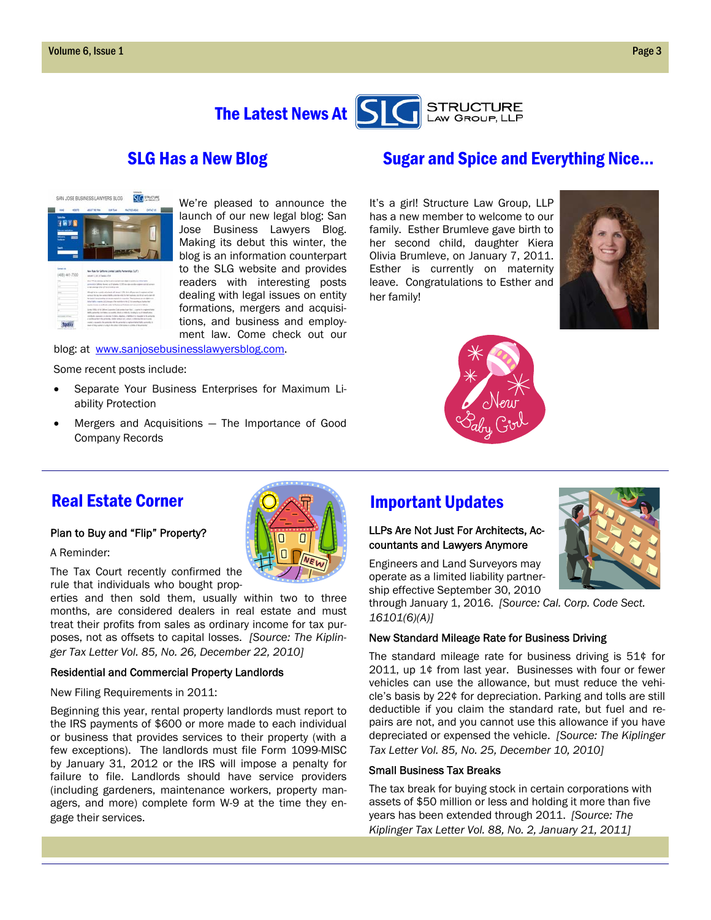# The Latest News At Structure Law Group, LLP

## SLG Has a New Blog

We're pleased to announce the launch of our new legal blog: San Jose Business Lawyers Blog. Making its debut this winter, the blog is an information counterpart to the SLG website and provides readers with interesting posts dealing with legal issues on entity formations, mergers and acquisitions, and business and employment law. Come check out our blog: at www.sanjosebusinesslawyersblog.com.

Some recent posts include:

- Separate Your Business Enterprises for Maximum Liability Protection
- Mergers and Acquisitions — The Importance of Good Company Records

## Sugar and Spice and Everything Nice...

It's a girl! Structure Law Group, LLP has a new member to welcome to our family. Esther Brumleve gave birth to her second child, daughter Kiera Olivia Brumleve, on January 7, 2011. Esther is currently on maternity leave. Congratulations to Esther and her family!

## Real Estate Corner

### Plan to Buy and "Flip" Property?

A Reminder:

The Tax Court recently confirmed the rule that individuals who bought properties and then sold them, usually within two to three months, are considered dealers in real estate and must treat their profits from sales as ordinary income for tax purposes, not as offsets to capital losses. *[Source: The Kiplinger Tax Letter Vol. 85, No. 26, December 22, 2010]*

### Residential and Commercial Property Landlords

New Filing Requirements in 2011:

Beginning this year, rental property landlords must report to the IRS payments of $600 or more made to each individual or business that provides services to their property (with a few exceptions). The landlords must file Form 1099-MISC by January 31, 2012 or the IRS will impose a penalty for failure to file. Landlords should have service providers (including gardeners, maintenance workers, property managers, and more) complete form W-9 at the time they engage their services.

## Important Updates

### LLPs Are Not Just For Architects, Accountants and Lawyers Anymore

Engineers and Land Surveyors may operate as a limited liability partnership effective September 30, 2010 through January 1, 2016. *[Source: Cal. Corp. Code Sect. 16101(6)(A)]*

### New Standard Mileage Rate for Business Driving

The standard mileage rate for business driving is 51¢ for 2011, up 1¢ from last year. Businesses with four or fewer vehicles can use the allowance, but must reduce the vehicle's basis by 22¢ for depreciation. Parking and tolls are still deductible if you claim the standard rate, but fuel and repairs are not, and you cannot use this allowance if you have depreciated or expensed the vehicle. *[Source: The Kiplinger Tax Letter Vol. 85, No. 25, December 10, 2010]*

### Small Business Tax Breaks

The tax break for buying stock in certain corporations with assets of $50 million or less and holding it more than five years has been extended through 2011. *[Source: The Kiplinger Tax Letter Vol. 88, No. 2, January 21, 2011]*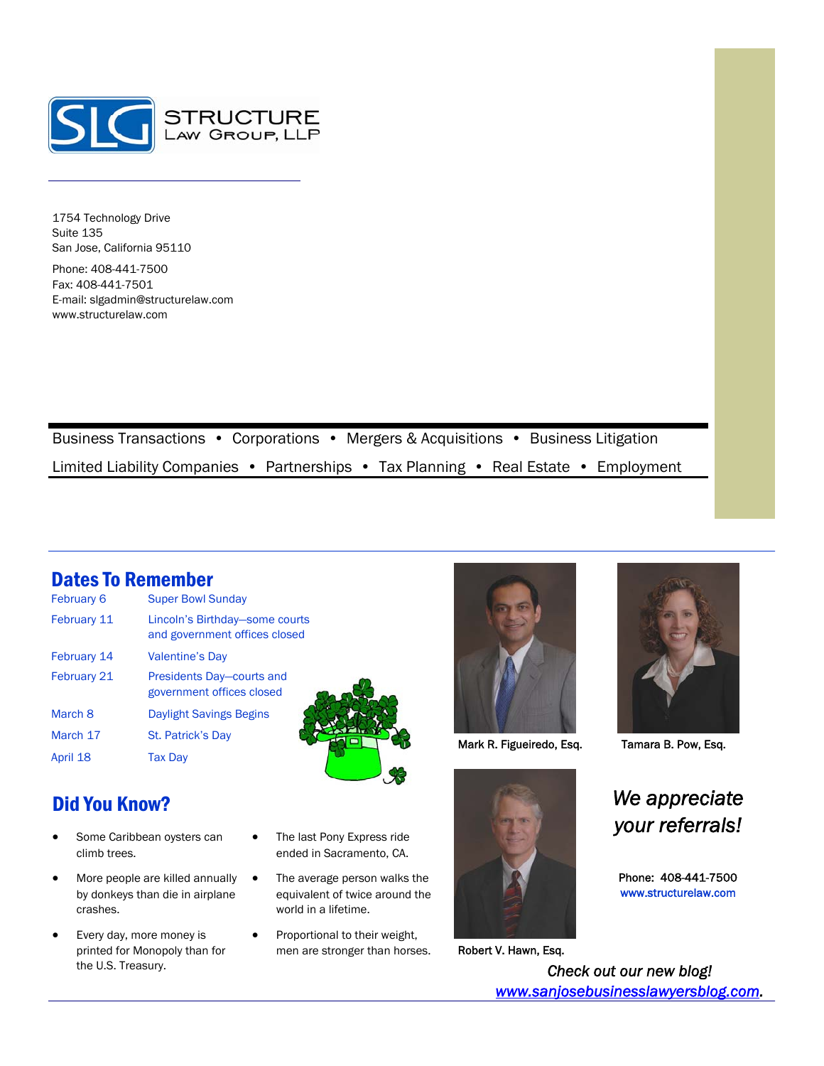**STRUCTURE LAW GROUP, LLP**

1754 Technology Drive
Suite 135
San Jose, California 95110

Phone: 408-441-7500
Fax: 408-441-7501
E-mail: slgadmin@structurelaw.com
www.structurelaw.com

Business Transactions • Corporations • Mergers & Acquisitions • Business Litigation
Limited Liability Companies • Partnerships • Tax Planning • Real Estate • Employment

## Dates To Remember

| | |
|---|---|
| February 6 | Super Bowl Sunday |
| February 11 | Lincoln's Birthday—some courts and government offices closed |
| February 14 | Valentine's Day |
| February 21 | Presidents Day—courts and government offices closed |
| March 8 | Daylight Savings Begins |
| March 17 | St. Patrick's Day |
| April 18 | Tax Day |

## Did You Know?

- Some Caribbean oysters can climb trees.
- More people are killed annually by donkeys than die in airplane crashes.
- Every day, more money is printed for Monopoly than for the U.S. Treasury.
- The last Pony Express ride ended in Sacramento, CA.
- The average person walks the equivalent of twice around the world in a lifetime.
- Proportional to their weight, men are stronger than horses.

Mark R. Figueiredo, Esq.

Tamara B. Pow, Esq.

Robert V. Hawn, Esq.

*We appreciate your referrals!*

Phone: 408-441-7500
www.structurelaw.com

*Check out our new blog!*
*www.sanjosebusinesslawyersblog.com.*